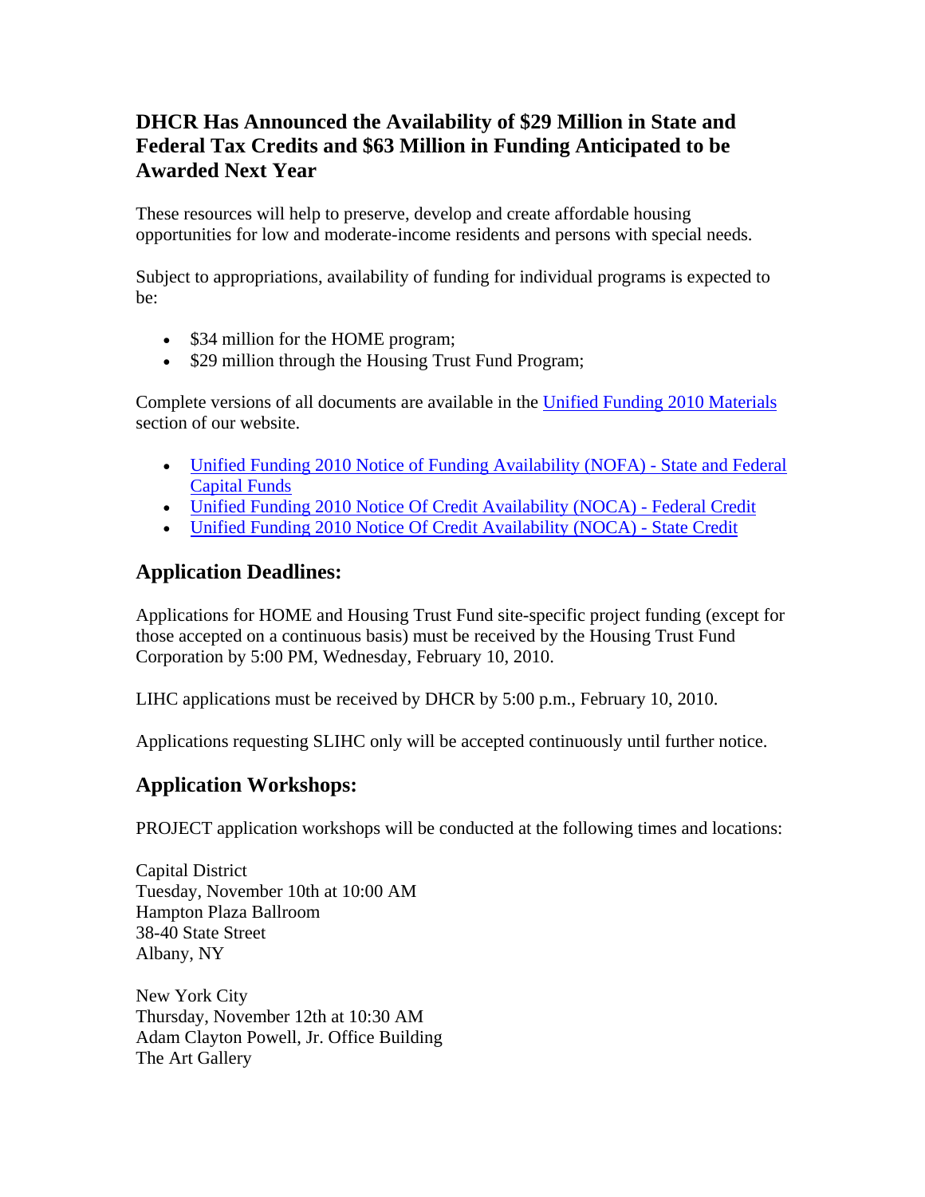# DHCR Has Announced the Availability of $29 Million in State and Federal Tax Credits and $63 Million in Funding Anticipated to be Awarded Next Year

These resources will help to preserve, develop and create affordable housing opportunities for low and moderate-income residents and persons with special needs.

Subject to appropriations, availability of funding for individual programs is expected to be:

- $34 million for the HOME program;
- $29 million through the Housing Trust Fund Program;

Complete versions of all documents are available in the [Unified Funding 2010 Materials] section of our website.

- [Unified Funding 2010 Notice of Funding Availability (NOFA) - State and Federal Capital Funds]
- [Unified Funding 2010 Notice Of Credit Availability (NOCA) - Federal Credit]
- [Unified Funding 2010 Notice Of Credit Availability (NOCA) - State Credit]

## Application Deadlines:

Applications for HOME and Housing Trust Fund site-specific project funding (except for those accepted on a continuous basis) must be received by the Housing Trust Fund Corporation by 5:00 PM, Wednesday, February 10, 2010.

LIHC applications must be received by DHCR by 5:00 p.m., February 10, 2010.

Applications requesting SLIHC only will be accepted continuously until further notice.

## Application Workshops:

PROJECT application workshops will be conducted at the following times and locations:

Capital District
Tuesday, November 10th at 10:00 AM
Hampton Plaza Ballroom
38-40 State Street
Albany, NY

New York City
Thursday, November 12th at 10:30 AM
Adam Clayton Powell, Jr. Office Building
The Art Gallery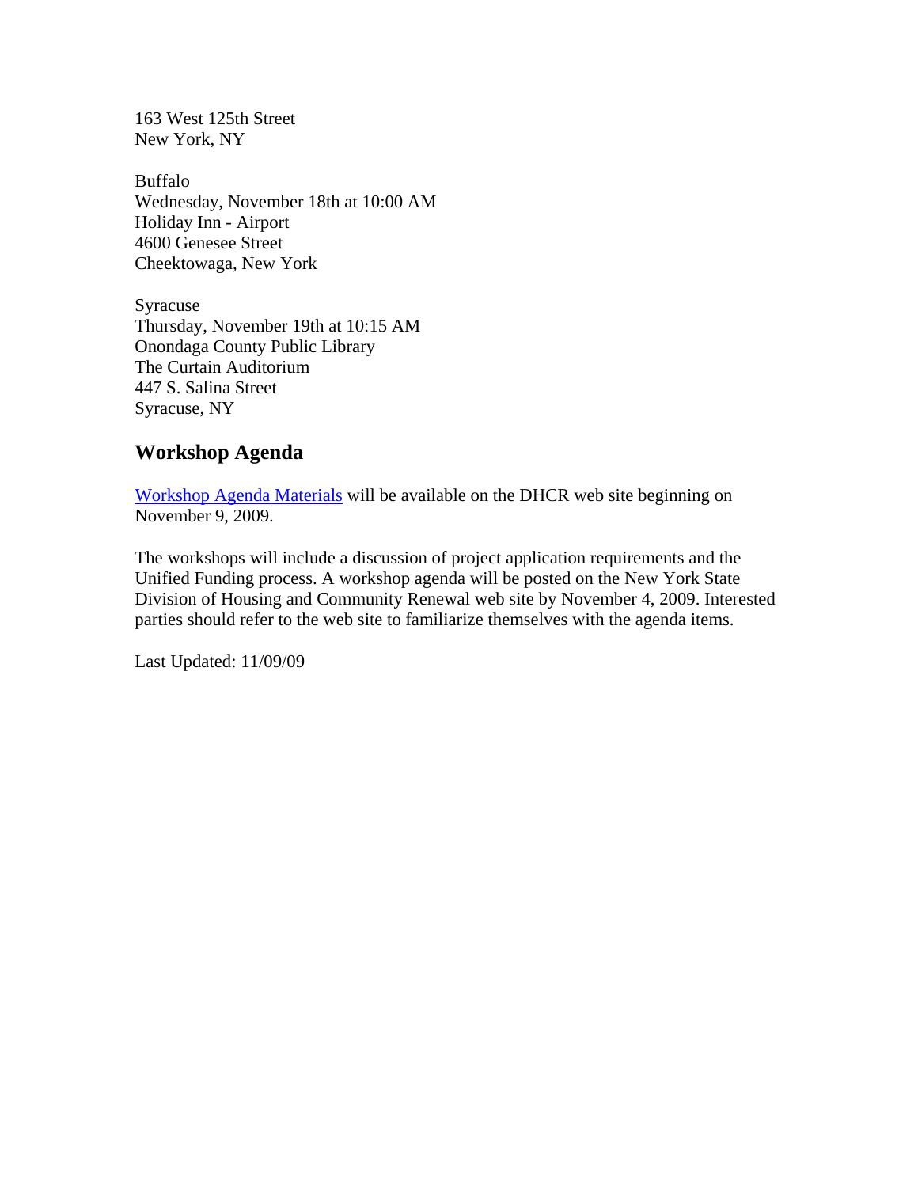163 West 125th Street
New York, NY

Buffalo
Wednesday, November 18th at 10:00 AM
Holiday Inn - Airport
4600 Genesee Street
Cheektowaga, New York

Syracuse
Thursday, November 19th at 10:15 AM
Onondaga County Public Library
The Curtain Auditorium
447 S. Salina Street
Syracuse, NY

## Workshop Agenda

Workshop Agenda Materials will be available on the DHCR web site beginning on November 9, 2009.

The workshops will include a discussion of project application requirements and the Unified Funding process. A workshop agenda will be posted on the New York State Division of Housing and Community Renewal web site by November 4, 2009. Interested parties should refer to the web site to familiarize themselves with the agenda items.

Last Updated: 11/09/09